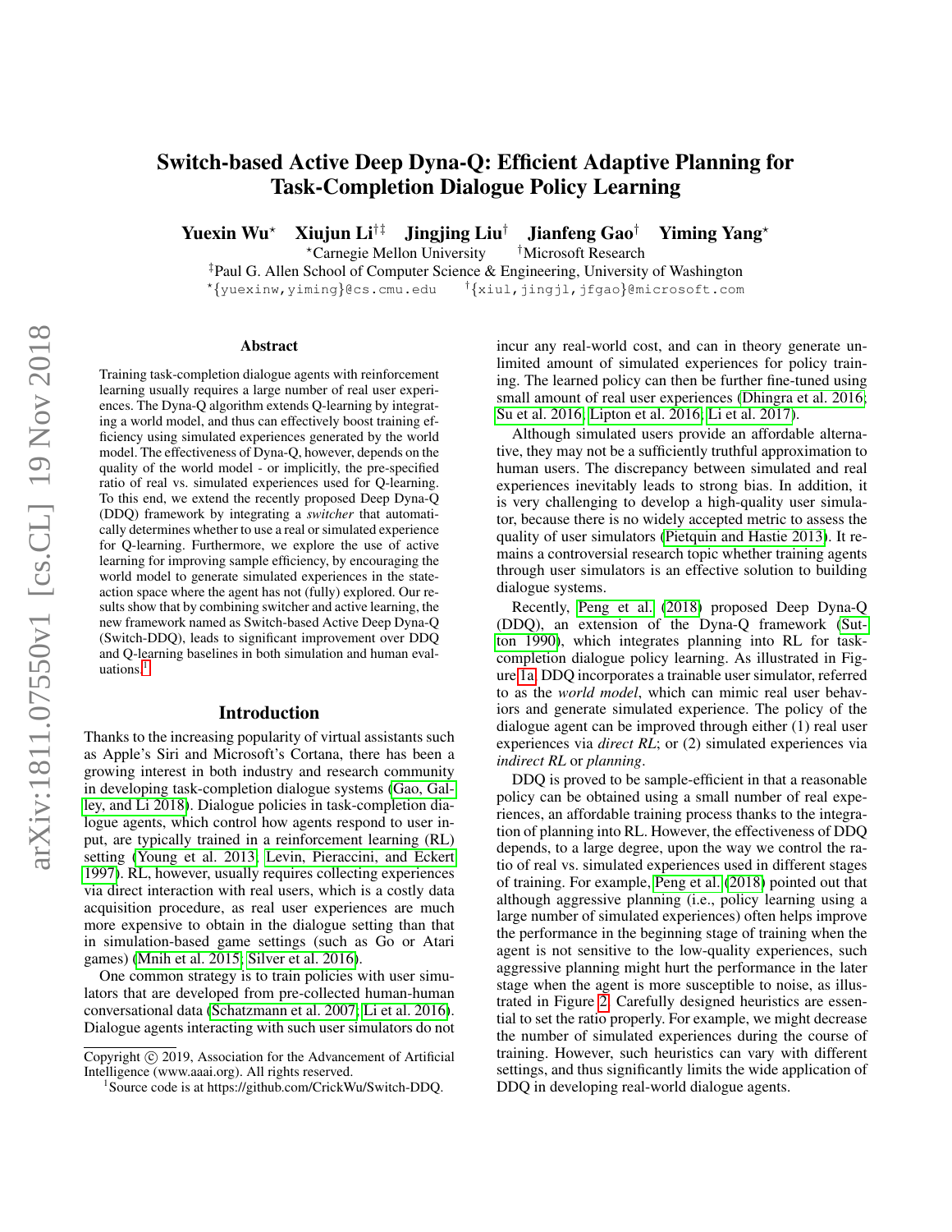# Switch-based Active Deep Dyna-Q: Efficient Adaptive Planning for Task-Completion Dialogue Policy Learning

**Yuexin Wu**[⋆] **Xiujun Li**[†‡] **Jingjing Liu**[†] **Jianfeng Gao**[†] **Yiming Yang**[⋆]

[⋆]Carnegie Mellon University [†]Microsoft Research

[‡]Paul G. Allen School of Computer Science & Engineering, University of Washington

[⋆]{yuexinw,yiming}@cs.cmu.edu [†]{xiul,jingjl,jfgao}@microsoft.com

## Abstract

Training task-completion dialogue agents with reinforcement learning usually requires a large number of real user experiences. The Dyna-Q algorithm extends Q-learning by integrating a world model, and thus can effectively boost training efficiency using simulated experiences generated by the world model. The effectiveness of Dyna-Q, however, depends on the quality of the world model - or implicitly, the pre-specified ratio of real vs. simulated experiences used for Q-learning. To this end, we extend the recently proposed Deep Dyna-Q (DDQ) framework by integrating a *switcher* that automatically determines whether to use a real or simulated experience for Q-learning. Furthermore, we explore the use of active learning for improving sample efficiency, by encouraging the world model to generate simulated experiences in the state-action space where the agent has not (fully) explored. Our results show that by combining switcher and active learning, the new framework named as Switch-based Active Deep Dyna-Q (Switch-DDQ), leads to significant improvement over DDQ and Q-learning baselines in both simulation and human evaluations.[1]

## Introduction

Thanks to the increasing popularity of virtual assistants such as Apple's Siri and Microsoft's Cortana, there has been a growing interest in both industry and research community in developing task-completion dialogue systems (Gao, Galley, and Li 2018). Dialogue policies in task-completion dialogue agents, which control how agents respond to user input, are typically trained in a reinforcement learning (RL) setting (Young et al. 2013; Levin, Pieraccini, and Eckert 1997). RL, however, usually requires collecting experiences via direct interaction with real users, which is a costly data acquisition procedure, as real user experiences are much more expensive to obtain in the dialogue setting than that in simulation-based game settings (such as Go or Atari games) (Mnih et al. 2015; Silver et al. 2016).

One common strategy is to train policies with user simulators that are developed from pre-collected human-human conversational data (Schatzmann et al. 2007; Li et al. 2016). Dialogue agents interacting with such user simulators do not incur any real-world cost, and can in theory generate unlimited amount of simulated experiences for policy training. The learned policy can then be further fine-tuned using small amount of real user experiences (Dhingra et al. 2016; Su et al. 2016; Lipton et al. 2016; Li et al. 2017).

Although simulated users provide an affordable alternative, they may not be a sufficiently truthful approximation to human users. The discrepancy between simulated and real experiences inevitably leads to strong bias. In addition, it is very challenging to develop a high-quality user simulator, because there is no widely accepted metric to assess the quality of user simulators (Pietquin and Hastie 2013). It remains a controversial research topic whether training agents through user simulators is an effective solution to building dialogue systems.

Recently, Peng et al. (2018) proposed Deep Dyna-Q (DDQ), an extension of the Dyna-Q framework (Sutton 1990), which integrates planning into RL for task-completion dialogue policy learning. As illustrated in Figure 1a, DDQ incorporates a trainable user simulator, referred to as the *world model*, which can mimic real user behaviors and generate simulated experience. The policy of the dialogue agent can be improved through either (1) real user experiences via *direct RL*; or (2) simulated experiences via *indirect RL* or *planning*.

DDQ is proved to be sample-efficient in that a reasonable policy can be obtained using a small number of real experiences, an affordable training process thanks to the integration of planning into RL. However, the effectiveness of DDQ depends, to a large degree, upon the way we control the ratio of real vs. simulated experiences used in different stages of training. For example, Peng et al. (2018) pointed out that although aggressive planning (i.e., policy learning using a large number of simulated experiences) often helps improve the performance in the beginning stage of training when the agent is not sensitive to the low-quality experiences, such aggressive planning might hurt the performance in the later stage when the agent is more susceptible to noise, as illustrated in Figure 2. Carefully designed heuristics are essential to set the ratio properly. For example, we might decrease the number of simulated experiences during the course of training. However, such heuristics can vary with different settings, and thus significantly limits the wide application of DDQ in developing real-world dialogue agents.

Copyright © 2019, Association for the Advancement of Artificial Intelligence (www.aaai.org). All rights reserved.

[1]Source code is at https://github.com/CrickWu/Switch-DDQ.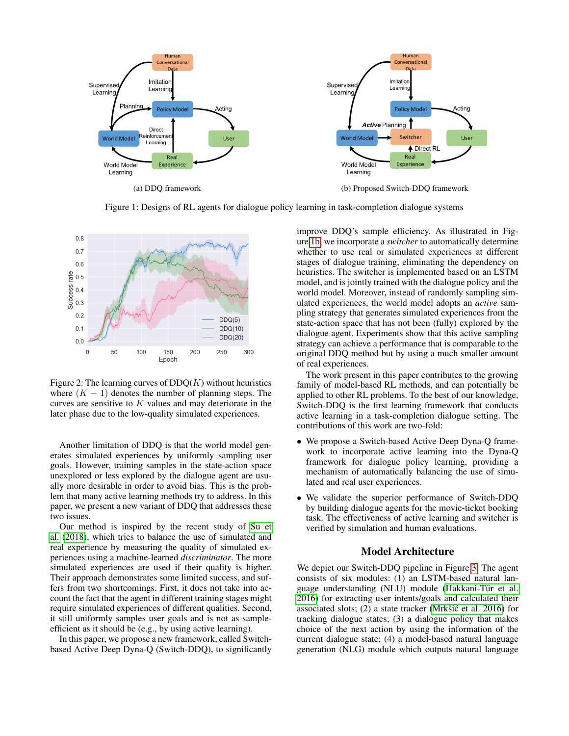(a) DDQ framework

(b) Proposed Switch-DDQ framework

Figure 1: Designs of RL agents for dialogue policy learning in task-completion dialogue systems

Figure 2: The learning curves of DDQ($K$) without heuristics where $(K-1)$ denotes the number of planning steps. The curves are sensitive to $K$ values and may deteriorate in the later phase due to the low-quality simulated experiences.

Another limitation of DDQ is that the world model generates simulated experiences by uniformly sampling user goals. However, training samples in the state-action space unexplored or less explored by the dialogue agent are usually more desirable in order to avoid bias. This is the problem that many active learning methods try to address. In this paper, we present a new variant of DDQ that addresses these two issues.

Our method is inspired by the recent study of Su et al. (2018), which tries to balance the use of simulated and real experience by measuring the quality of simulated experiences using a machine-learned *discriminator*. The more simulated experiences are used if their quality is higher. Their approach demonstrates some limited success, and suffers from two shortcomings. First, it does not take into account the fact that the agent in different training stages might require simulated experiences of different qualities. Second, it still uniformly samples user goals and is not as sample-efficient as it should be (e.g., by using active learning).

In this paper, we propose a new framework, called Switch-based Active Deep Dyna-Q (Switch-DDQ), to significantly improve DDQ's sample efficiency. As illustrated in Figure 1b we incorporate a *switcher* to automatically determine whether to use real or simulated experiences at different stages of dialogue training, eliminating the dependency on heuristics. The switcher is implemented based on an LSTM model, and is jointly trained with the dialogue policy and the world model. Moreover, instead of randomly sampling simulated experiences, the world model adopts an *active* sampling strategy that generates simulated experiences from the state-action space that has not been (fully) explored by the dialogue agent. Experiments show that this active sampling strategy can achieve a performance that is comparable to the original DDQ method but by using a much smaller amount of real experiences.

The work present in this paper contributes to the growing family of model-based RL methods, and can potentially be applied to other RL problems. To the best of our knowledge, Switch-DDQ is the first learning framework that conducts active learning in a task-completion dialogue setting. The contributions of this work are two-fold:

- We propose a Switch-based Active Deep Dyna-Q framework to incorporate active learning into the Dyna-Q framework for dialogue policy learning, providing a mechanism of automatically balancing the use of simulated and real user experiences.
- We validate the superior performance of Switch-DDQ by building dialogue agents for the movie-ticket booking task. The effectiveness of active learning and switcher is verified by simulation and human evaluations.

## Model Architecture

We depict our Switch-DDQ pipeline in Figure 3. The agent consists of six modules: (1) an LSTM-based natural language understanding (NLU) module (Hakkani-Tür et al. 2016) for extracting user intents/goals and calculated their associated slots; (2) a state tracker (Mrkšić et al. 2016) for tracking dialogue states; (3) a dialogue policy that makes choice of the next action by using the information of the current dialogue state; (4) a model-based natural language generation (NLG) module which outputs natural language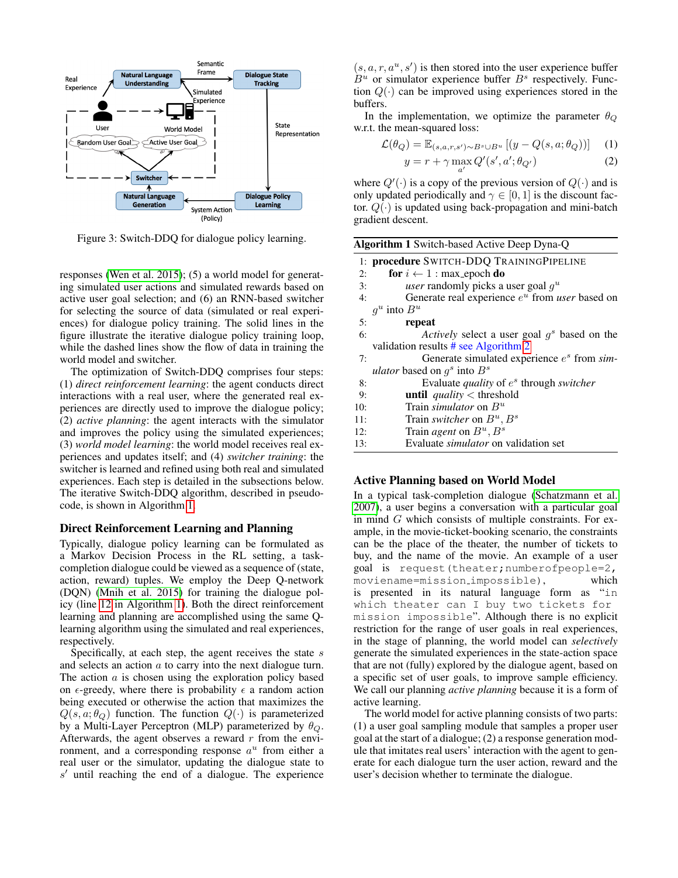Figure 3: Switch-DDQ for dialogue policy learning.

responses (Wen et al. 2015); (5) a world model for generating simulated user actions and simulated rewards based on active user goal selection; and (6) an RNN-based switcher for selecting the source of data (simulated or real experiences) for dialogue policy training. The solid lines in the figure illustrate the iterative dialogue policy training loop, while the dashed lines show the flow of data in training the world model and switcher.

The optimization of Switch-DDQ comprises four steps: (1) *direct reinforcement learning*: the agent conducts direct interactions with a real user, where the generated real experiences are directly used to improve the dialogue policy; (2) *active planning*: the agent interacts with the simulator and improves the policy using the simulated experiences; (3) *world model learning*: the world model receives real experiences and updates itself; and (4) *switcher training*: the switcher is learned and refined using both real and simulated experiences. Each step is detailed in the subsections below. The iterative Switch-DDQ algorithm, described in pseudo-code, is shown in Algorithm 1.

### Direct Reinforcement Learning and Planning

Typically, dialogue policy learning can be formulated as a Markov Decision Process in the RL setting, a task-completion dialogue could be viewed as a sequence of (state, action, reward) tuples. We employ the Deep Q-network (DQN) (Mnih et al. 2015) for training the dialogue policy (line 12 in Algorithm 1). Both the direct reinforcement learning and planning are accomplished using the same Q-learning algorithm using the simulated and real experiences, respectively.

Specifically, at each step, the agent receives the state $s$ and selects an action $a$ to carry into the next dialogue turn. The action $a$ is chosen using the exploration policy based on $\epsilon$-greedy, where there is probability $\epsilon$ a random action being executed or otherwise the action that maximizes the $Q(s,a;\theta_Q)$ function. The function $Q(\cdot)$ is parameterized by a Multi-Layer Perceptron (MLP) parameterized by $\theta_Q$. Afterwards, the agent observes a reward $r$ from the environment, and a corresponding response $a^u$ from either a real user or the simulator, updating the dialogue state to $s'$ until reaching the end of a dialogue. The experience $(s,a,r,a^u,s')$ is then stored into the user experience buffer $B^u$ or simulator experience buffer $B^s$ respectively. Function $Q(\cdot)$ can be improved using experiences stored in the buffers.

In the implementation, we optimize the parameter $\theta_Q$ w.r.t. the mean-squared loss:

$$\mathcal{L}(\theta_Q) = \mathbb{E}_{(s,a,r,s')\sim B^s \cup B^u}\left[(y - Q(s,a;\theta_Q))\right] \quad (1)$$

$$y = r + \gamma \max_{a'} Q'(s',a';\theta_{Q'}) \quad (2)$$

where $Q'(\cdot)$ is a copy of the previous version of $Q(\cdot)$ and is only updated periodically and $\gamma \in [0,1]$ is the discount factor. $Q(\cdot)$ is updated using back-propagation and mini-batch gradient descent.

**Algorithm 1** Switch-based Active Deep Dyna-Q

```
1:  procedure SWITCH-DDQ TRAININGPIPELINE
2:      for i ← 1 : max_epoch do
3:          user randomly picks a user goal g^u
4:          Generate real experience e^u from user based on g^u into B^u
5:          repeat
6:              Actively select a user goal g^s based on the validation results # see Algorithm 2
7:              Generate simulated experience e^s from simulator based on g^s into B^s
8:              Evaluate quality of e^s through switcher
9:          until quality < threshold
10:         Train simulator on B^u
11:         Train switcher on B^u, B^s
12:         Train agent on B^u, B^s
13:         Evaluate simulator on validation set
```

### Active Planning based on World Model

In a typical task-completion dialogue (Schatzmann et al. 2007), a user begins a conversation with a particular goal in mind $G$ which consists of multiple constraints. For example, in the movie-ticket-booking scenario, the constraints can be the place of the theater, the number of tickets to buy, and the name of the movie. An example of a user goal is `request(theater;numberofpeople=2, moviename=mission_impossible)`, which is presented in its natural language form as "`in which theater can I buy two tickets for mission impossible`". Although there is no explicit restriction for the range of user goals in real experiences, in the stage of planning, the world model can *selectively* generate the simulated experiences in the state-action space that are not (fully) explored by the dialogue agent, based on a specific set of user goals, to improve sample efficiency. We call our planning *active planning* because it is a form of active learning.

The world model for active planning consists of two parts: (1) a user goal sampling module that samples a proper user goal at the start of a dialogue; (2) a response generation module that imitates real users' interaction with the agent to generate for each dialogue turn the user action, reward and the user's decision whether to terminate the dialogue.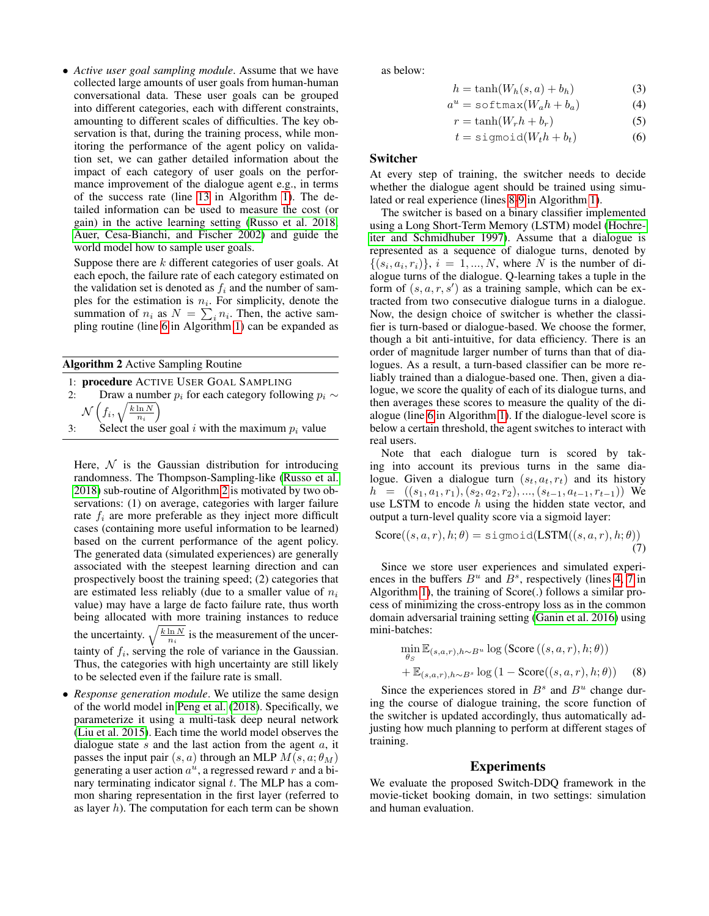- *Active user goal sampling module*. Assume that we have collected large amounts of user goals from human-human conversational data. These user goals can be grouped into different categories, each with different constraints, amounting to different scales of difficulties. The key observation is that, during the training process, while monitoring the performance of the agent policy on validation set, we can gather detailed information about the impact of each category of user goals on the performance improvement of the dialogue agent e.g., in terms of the success rate (line 13 in Algorithm 1). The detailed information can be used to measure the cost (or gain) in the active learning setting (Russo et al. 2018; Auer, Cesa-Bianchi, and Fischer 2002) and guide the world model how to sample user goals.

  Suppose there are $k$ different categories of user goals. At each epoch, the failure rate of each category estimated on the validation set is denoted as $f_i$ and the number of samples for the estimation is $n_i$. For simplicity, denote the summation of $n_i$ as $N = \sum_i n_i$. Then, the active sampling routine (line 6 in Algorithm 1) can be expanded as

**Algorithm 2** Active Sampling Routine

1: **procedure** ACTIVE USER GOAL SAMPLING
2: Draw a number $p_i$ for each category following $p_i \sim \mathcal{N}\left(f_i, \sqrt{\frac{k \ln N}{n_i}}\right)$
3: Select the user goal $i$ with the maximum $p_i$ value

  Here, $\mathcal{N}$ is the Gaussian distribution for introducing randomness. The Thompson-Sampling-like (Russo et al. 2018) sub-routine of Algorithm 2 is motivated by two observations: (1) on average, categories with larger failure rate $f_i$ are more preferable as they inject more difficult cases (containing more useful information to be learned) based on the current performance of the agent policy. The generated data (simulated experiences) are generally associated with the steepest learning direction and can prospectively boost the training speed; (2) categories that are estimated less reliably (due to a smaller value of $n_i$ value) may have a large de facto failure rate, thus worth being allocated with more training instances to reduce the uncertainty. $\sqrt{\frac{k \ln N}{n_i}}$ is the measurement of the uncertainty of $f_i$, serving the role of variance in the Gaussian. Thus, the categories with high uncertainty are still likely to be selected even if the failure rate is small.

- *Response generation module*. We utilize the same design of the world model in Peng et al. (2018). Specifically, we parameterize it using a multi-task deep neural network (Liu et al. 2015). Each time the world model observes the dialogue state $s$ and the last action from the agent $a$, it passes the input pair $(s, a)$ through an MLP $M(s, a; \theta_M)$ generating a user action $a^u$, a regressed reward $r$ and a binary terminating indicator signal $t$. The MLP has a common sharing representation in the first layer (referred to as layer $h$). The computation for each term can be shown as below:

$$h = \tanh(W_h(s, a) + b_h) \tag{3}$$

$$a^u = \texttt{softmax}(W_a h + b_a) \tag{4}$$

$$r = \tanh(W_r h + b_r) \tag{5}$$

$$t = \texttt{sigmoid}(W_t h + b_t) \tag{6}$$

## Switcher

At every step of training, the switcher needs to decide whether the dialogue agent should be trained using simulated or real experience (lines 8-9 in Algorithm 1).

The switcher is based on a binary classifier implemented using a Long Short-Term Memory (LSTM) model (Hochreiter and Schmidhuber 1997). Assume that a dialogue is represented as a sequence of dialogue turns, denoted by $\{(s_i, a_i, r_i)\}$, $i = 1, ..., N$, where $N$ is the number of dialogue turns of the dialogue. Q-learning takes a tuple in the form of $(s, a, r, s')$ as a training sample, which can be extracted from two consecutive dialogue turns in a dialogue. Now, the design choice of switcher is whether the classifier is turn-based or dialogue-based. We choose the former, though a bit anti-intuitive, for data efficiency. There is an order of magnitude larger number of turns than that of dialogues. As a result, a turn-based classifier can be more reliably trained than a dialogue-based one. Then, given a dialogue, we score the quality of each of its dialogue turns, and then averages these scores to measure the quality of the dialogue (line 6 in Algorithm 1). If the dialogue-level score is below a certain threshold, the agent switches to interact with real users.

Note that each dialogue turn is scored by taking into account its previous turns in the same dialogue. Given a dialogue turn $(s_t, a_t, r_t)$ and its history $h = ((s_1, a_1, r_1), (s_2, a_2, r_2), ..., (s_{t-1}, a_{t-1}, r_{t-1}))$ We use LSTM to encode $h$ using the hidden state vector, and output a turn-level quality score via a sigmoid layer:

$$\text{Score}((s, a, r), h; \theta) = \texttt{sigmoid}(\text{LSTM}((s, a, r), h; \theta)) \tag{7}$$

Since we store user experiences and simulated experiences in the buffers $B^u$ and $B^s$, respectively (lines 4, 7 in Algorithm 1), the training of Score(.) follows a similar process of minimizing the cross-entropy loss as in the common domain adversarial training setting (Ganin et al. 2016) using mini-batches:

$$\min_{\theta_S} \mathbb{E}_{(s,a,r),h \sim B^u} \log\left(\text{Score}\left((s, a, r), h; \theta\right)\right) + \mathbb{E}_{(s,a,r),h \sim B^s} \log\left(1 - \text{Score}((s, a, r), h; \theta)\right) \tag{8}$$

Since the experiences stored in $B^s$ and $B^u$ change during the course of dialogue training, the score function of the switcher is updated accordingly, thus automatically adjusting how much planning to perform at different stages of training.

# Experiments

We evaluate the proposed Switch-DDQ framework in the movie-ticket booking domain, in two settings: simulation and human evaluation.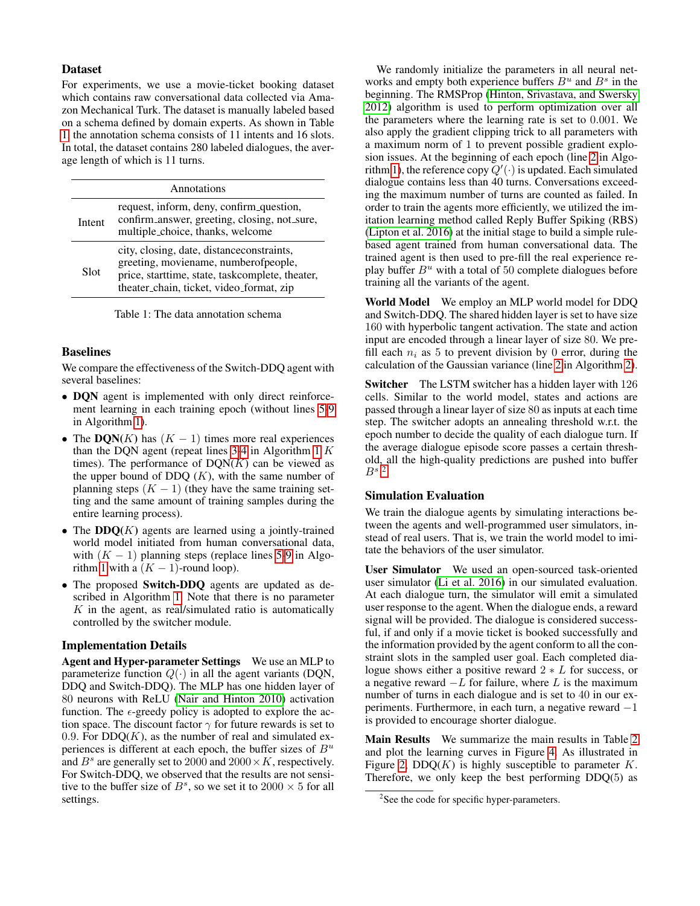### Dataset

For experiments, we use a movie-ticket booking dataset which contains raw conversational data collected via Amazon Mechanical Turk. The dataset is manually labeled based on a schema defined by domain experts. As shown in Table 1, the annotation schema consists of 11 intents and 16 slots. In total, the dataset contains 280 labeled dialogues, the average length of which is 11 turns.

| | Annotations |
|---|---|
| Intent | request, inform, deny, confirm_question, confirm_answer, greeting, closing, not_sure, multiple_choice, thanks, welcome |
| Slot | city, closing, date, distanceconstraints, greeting, moviename, numberofpeople, price, starttime, state, taskcomplete, theater, theater_chain, ticket, video_format, zip |

Table 1: The data annotation schema

### Baselines

We compare the effectiveness of the Switch-DDQ agent with several baselines:

- **DQN** agent is implemented with only direct reinforcement learning in each training epoch (without lines 5-9 in Algorithm 1).
- The **DQN**($K$) has $(K-1)$ times more real experiences than the DQN agent (repeat lines 3-4 in Algorithm 1 $K$ times). The performance of DQN($K$) can be viewed as the upper bound of DDQ ($K$), with the same number of planning steps $(K-1)$ (they have the same training setting and the same amount of training samples during the entire learning process).
- The **DDQ**($K$) agents are learned using a jointly-trained world model initiated from human conversational data, with $(K-1)$ planning steps (replace lines 5-9 in Algorithm 1 with a $(K-1)$-round loop).
- The proposed **Switch-DDQ** agents are updated as described in Algorithm 1. Note that there is no parameter $K$ in the agent, as real/simulated ratio is automatically controlled by the switcher module.

### Implementation Details

**Agent and Hyper-parameter Settings** We use an MLP to parameterize function $Q(\cdot)$ in all the agent variants (DQN, DDQ and Switch-DDQ). The MLP has one hidden layer of 80 neurons with ReLU (Nair and Hinton 2010) activation function. The $\epsilon$-greedy policy is adopted to explore the action space. The discount factor $\gamma$ for future rewards is set to 0.9. For DDQ($K$), as the number of real and simulated experiences is different at each epoch, the buffer sizes of $B^u$ and $B^s$ are generally set to 2000 and $2000 \times K$, respectively. For Switch-DDQ, we observed that the results are not sensitive to the buffer size of $B^s$, so we set it to $2000 \times 5$ for all settings.

We randomly initialize the parameters in all neural networks and empty both experience buffers $B^u$ and $B^s$ in the beginning. The RMSProp (Hinton, Srivastava, and Swersky 2012) algorithm is used to perform optimization over all the parameters where the learning rate is set to 0.001. We also apply the gradient clipping trick to all parameters with a maximum norm of 1 to prevent possible gradient explosion issues. At the beginning of each epoch (line 2 in Algorithm 1), the reference copy $Q'(\cdot)$ is updated. Each simulated dialogue contains less than 40 turns. Conversations exceeding the maximum number of turns are counted as failed. In order to train the agents more efficiently, we utilized the imitation learning method called Reply Buffer Spiking (RBS) (Lipton et al. 2016) at the initial stage to build a simple rule-based agent trained from human conversational data. The trained agent is then used to pre-fill the real experience replay buffer $B^u$ with a total of 50 complete dialogues before training all the variants of the agent.

**World Model** We employ an MLP world model for DDQ and Switch-DDQ. The shared hidden layer is set to have size 160 with hyperbolic tangent activation. The state and action input are encoded through a linear layer of size 80. We pre-fill each $n_i$ as 5 to prevent division by 0 error, during the calculation of the Gaussian variance (line 2 in Algorithm 2).

**Switcher** The LSTM switcher has a hidden layer with 126 cells. Similar to the world model, states and actions are passed through a linear layer of size 80 as inputs at each time step. The switcher adopts an annealing threshold w.r.t. the epoch number to decide the quality of each dialogue turn. If the average dialogue episode score passes a certain threshold, all the high-quality predictions are pushed into buffer $B^s$.[2]

### Simulation Evaluation

We train the dialogue agents by simulating interactions between the agents and well-programmed user simulators, instead of real users. That is, we train the world model to imitate the behaviors of the user simulator.

**User Simulator** We used an open-sourced task-oriented user simulator (Li et al. 2016) in our simulated evaluation. At each dialogue turn, the simulator will emit a simulated user response to the agent. When the dialogue ends, a reward signal will be provided. The dialogue is considered successful, if and only if a movie ticket is booked successfully and the information provided by the agent conform to all the constraint slots in the sampled user goal. Each completed dialogue shows either a positive reward $2 * L$ for success, or a negative reward $-L$ for failure, where $L$ is the maximum number of turns in each dialogue and is set to 40 in our experiments. Furthermore, in each turn, a negative reward $-1$ is provided to encourage shorter dialogue.

**Main Results** We summarize the main results in Table 2 and plot the learning curves in Figure 4. As illustrated in Figure 2, DDQ($K$) is highly susceptible to parameter $K$. Therefore, we only keep the best performing DDQ(5) as

[2]See the code for specific hyper-parameters.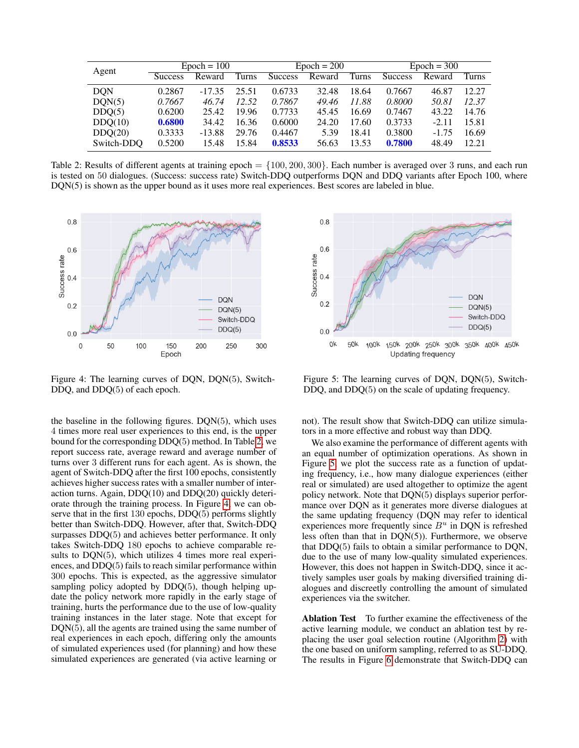| Agent | Epoch = 100 | | | Epoch = 200 | | | Epoch = 300 | | |
|---|---|---|---|---|---|---|---|---|---|
| | Success | Reward | Turns | Success | Reward | Turns | Success | Reward | Turns |
| DQN | 0.2867 | -17.35 | 25.51 | 0.6733 | 32.48 | 18.64 | 0.7667 | 46.87 | 12.27 |
| DQN(5) | *0.7667* | *46.74* | *12.52* | *0.7867* | *49.46* | *11.88* | *0.8000* | *50.81* | *12.37* |
| DDQ(5) | 0.6200 | 25.42 | 19.96 | 0.7733 | 45.45 | 16.69 | 0.7467 | 43.22 | 14.76 |
| DDQ(10) | **0.6800** | 34.42 | 16.36 | 0.6000 | 24.20 | 17.60 | 0.3733 | -2.11 | 15.81 |
| DDQ(20) | 0.3333 | -13.88 | 29.76 | 0.4467 | 5.39 | 18.41 | 0.3800 | -1.75 | 16.69 |
| Switch-DDQ | 0.5200 | 15.48 | 15.84 | **0.8533** | 56.63 | 13.53 | **0.7800** | 48.49 | 12.21 |

Table 2: Results of different agents at training epoch = $\{100, 200, 300\}$. Each number is averaged over 3 runs, and each run is tested on 50 dialogues. (Success: success rate) Switch-DDQ outperforms DQN and DDQ variants after Epoch 100, where DQN(5) is shown as the upper bound as it uses more real experiences. Best scores are labeled in blue.

Figure 4: The learning curves of DQN, DQN(5), Switch-DDQ, and DDQ(5) of each epoch.

Figure 5: The learning curves of DQN, DQN(5), Switch-DDQ, and DDQ(5) on the scale of updating frequency.

the baseline in the following figures. DQN(5), which uses 4 times more real user experiences to this end, is the upper bound for the corresponding DDQ(5) method. In Table 2, we report success rate, average reward and average number of turns over 3 different runs for each agent. As is shown, the agent of Switch-DDQ after the first 100 epochs, consistently achieves higher success rates with a smaller number of interaction turns. Again, DDQ(10) and DDQ(20) quickly deteriorate through the training process. In Figure 4, we can observe that in the first 130 epochs, DDQ(5) performs slightly better than Switch-DDQ. However, after that, Switch-DDQ surpasses DDQ(5) and achieves better performance. It only takes Switch-DDQ 180 epochs to achieve comparable results to DQN(5), which utilizes 4 times more real experiences, and DDQ(5) fails to reach similar performance within 300 epochs. This is expected, as the aggressive simulator sampling policy adopted by DDQ(5), though helping update the policy network more rapidly in the early stage of training, hurts the performance due to the use of low-quality training instances in the later stage. Note that except for DQN(5), all the agents are trained using the same number of real experiences in each epoch, differing only the amounts of simulated experiences used (for planning) and how these simulated experiences are generated (via active learning or not). The result show that Switch-DDQ can utilize simulators in a more effective and robust way than DDQ.

We also examine the performance of different agents with an equal number of optimization operations. As shown in Figure 5, we plot the success rate as a function of updating frequency, i.e., how many dialogue experiences (either real or simulated) are used altogether to optimize the agent policy network. Note that DQN(5) displays superior performance over DQN as it generates more diverse dialogues at the same updating frequency (DQN may refer to identical experiences more frequently since $B^u$ in DQN is refreshed less often than that in DQN(5)). Furthermore, we observe that DDQ(5) fails to obtain a similar performance to DQN, due to the use of many low-quality simulated experiences. However, this does not happen in Switch-DDQ, since it actively samples user goals by making diversified training dialogues and discreetly controlling the amount of simulated experiences via the switcher.

**Ablation Test** To further examine the effectiveness of the active learning module, we conduct an ablation test by replacing the user goal selection routine (Algorithm 2) with the one based on uniform sampling, referred to as SU-DDQ. The results in Figure 6 demonstrate that Switch-DDQ can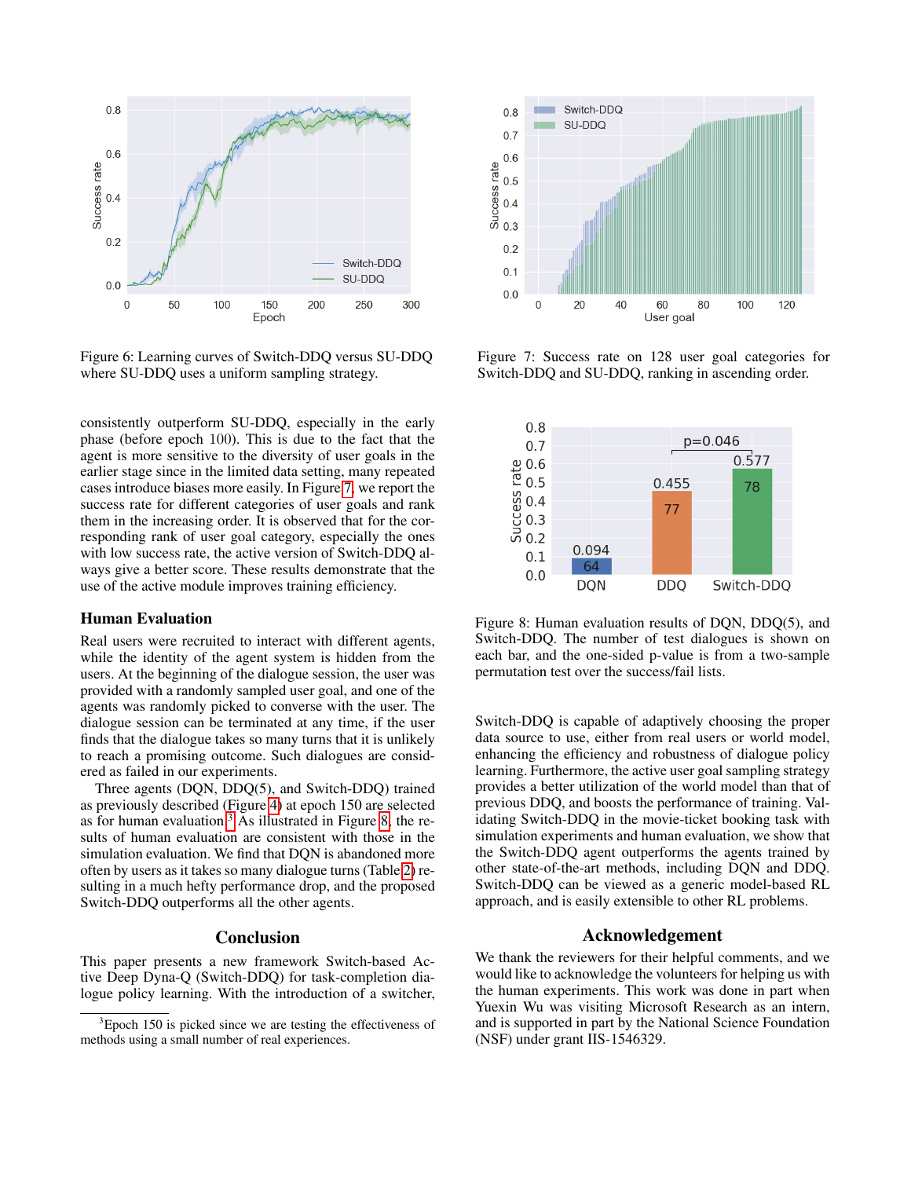Figure 6: Learning curves of Switch-DDQ versus SU-DDQ where SU-DDQ uses a uniform sampling strategy.

Figure 7: Success rate on 128 user goal categories for Switch-DDQ and SU-DDQ, ranking in ascending order.

consistently outperform SU-DDQ, especially in the early phase (before epoch 100). This is due to the fact that the agent is more sensitive to the diversity of user goals in the earlier stage since in the limited data setting, many repeated cases introduce biases more easily. In Figure 7, we report the success rate for different categories of user goals and rank them in the increasing order. It is observed that for the corresponding rank of user goal category, especially the ones with low success rate, the active version of Switch-DDQ always give a better score. These results demonstrate that the use of the active module improves training efficiency.

## Human Evaluation

Real users were recruited to interact with different agents, while the identity of the agent system is hidden from the users. At the beginning of the dialogue session, the user was provided with a randomly sampled user goal, and one of the agents was randomly picked to converse with the user. The dialogue session can be terminated at any time, if the user finds that the dialogue takes so many turns that it is unlikely to reach a promising outcome. Such dialogues are considered as failed in our experiments.

Three agents (DQN, DDQ(5), and Switch-DDQ) trained as previously described (Figure 4) at epoch 150 are selected as for human evaluation[3] As illustrated in Figure 8, the results of human evaluation are consistent with those in the simulation evaluation. We find that DQN is abandoned more often by users as it takes so many dialogue turns (Table 2) resulting in a much hefty performance drop, and the proposed Switch-DDQ outperforms all the other agents.

Figure 8: Human evaluation results of DQN, DDQ(5), and Switch-DDQ. The number of test dialogues is shown on each bar, and the one-sided p-value is from a two-sample permutation test over the success/fail lists.

## Conclusion

This paper presents a new framework Switch-based Active Deep Dyna-Q (Switch-DDQ) for task-completion dialogue policy learning. With the introduction of a switcher, Switch-DDQ is capable of adaptively choosing the proper data source to use, either from real users or world model, enhancing the efficiency and robustness of dialogue policy learning. Furthermore, the active user goal sampling strategy provides a better utilization of the world model than that of previous DDQ, and boosts the performance of training. Validating Switch-DDQ in the movie-ticket booking task with simulation experiments and human evaluation, we show that the Switch-DDQ agent outperforms the agents trained by other state-of-the-art methods, including DQN and DDQ. Switch-DDQ can be viewed as a generic model-based RL approach, and is easily extensible to other RL problems.

## Acknowledgement

We thank the reviewers for their helpful comments, and we would like to acknowledge the volunteers for helping us with the human experiments. This work was done in part when Yuexin Wu was visiting Microsoft Research as an intern, and is supported in part by the National Science Foundation (NSF) under grant IIS-1546329.

[3] Epoch 150 is picked since we are testing the effectiveness of methods using a small number of real experiences.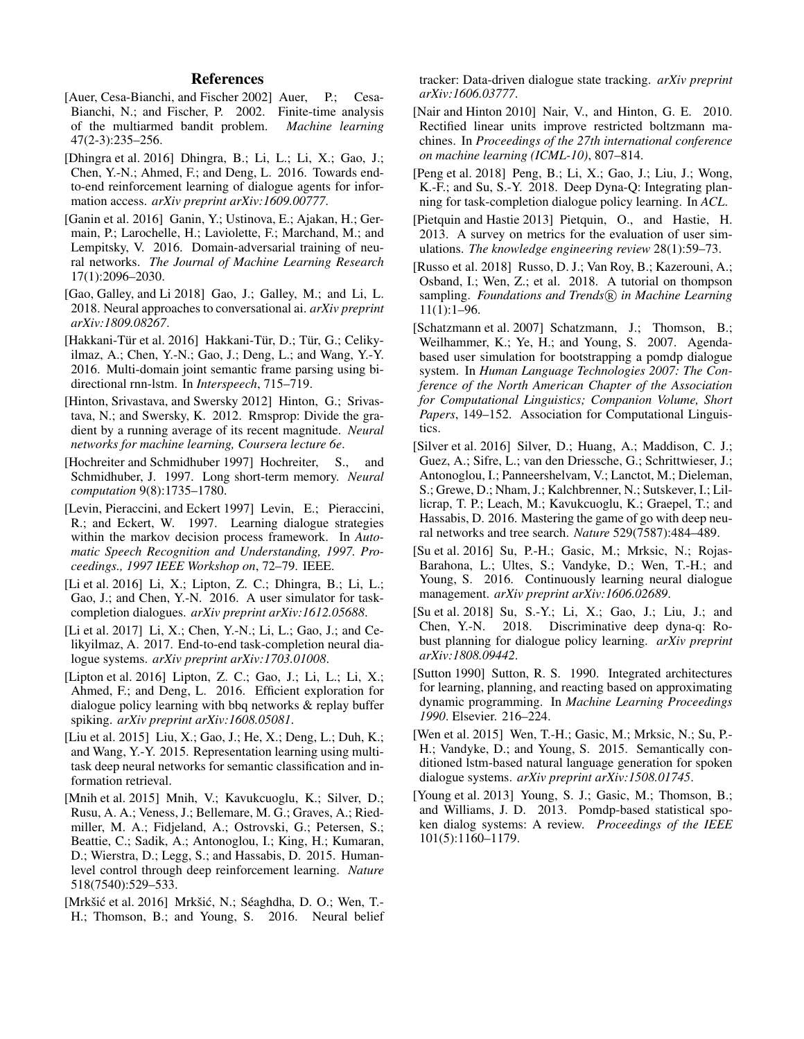## References

[Auer, Cesa-Bianchi, and Fischer 2002] Auer, P.; Cesa-Bianchi, N.; and Fischer, P. 2002. Finite-time analysis of the multiarmed bandit problem. *Machine learning* 47(2-3):235–256.

[Dhingra et al. 2016] Dhingra, B.; Li, L.; Li, X.; Gao, J.; Chen, Y.-N.; Ahmed, F.; and Deng, L. 2016. Towards end-to-end reinforcement learning of dialogue agents for information access. *arXiv preprint arXiv:1609.00777*.

[Ganin et al. 2016] Ganin, Y.; Ustinova, E.; Ajakan, H.; Germain, P.; Larochelle, H.; Laviolette, F.; Marchand, M.; and Lempitsky, V. 2016. Domain-adversarial training of neural networks. *The Journal of Machine Learning Research* 17(1):2096–2030.

[Gao, Galley, and Li 2018] Gao, J.; Galley, M.; and Li, L. 2018. Neural approaches to conversational ai. *arXiv preprint arXiv:1809.08267*.

[Hakkani-Tür et al. 2016] Hakkani-Tür, D.; Tür, G.; Celikyilmaz, A.; Chen, Y.-N.; Gao, J.; Deng, L.; and Wang, Y.-Y. 2016. Multi-domain joint semantic frame parsing using bi-directional rnn-lstm. In *Interspeech*, 715–719.

[Hinton, Srivastava, and Swersky 2012] Hinton, G.; Srivastava, N.; and Swersky, K. 2012. Rmsprop: Divide the gradient by a running average of its recent magnitude. *Neural networks for machine learning, Coursera lecture 6e*.

[Hochreiter and Schmidhuber 1997] Hochreiter, S., and Schmidhuber, J. 1997. Long short-term memory. *Neural computation* 9(8):1735–1780.

[Levin, Pieraccini, and Eckert 1997] Levin, E.; Pieraccini, R.; and Eckert, W. 1997. Learning dialogue strategies within the markov decision process framework. In *Automatic Speech Recognition and Understanding, 1997. Proceedings., 1997 IEEE Workshop on*, 72–79. IEEE.

[Li et al. 2016] Li, X.; Lipton, Z. C.; Dhingra, B.; Li, L.; Gao, J.; and Chen, Y.-N. 2016. A user simulator for task-completion dialogues. *arXiv preprint arXiv:1612.05688*.

[Li et al. 2017] Li, X.; Chen, Y.-N.; Li, L.; Gao, J.; and Celikyilmaz, A. 2017. End-to-end task-completion neural dialogue systems. *arXiv preprint arXiv:1703.01008*.

[Lipton et al. 2016] Lipton, Z. C.; Gao, J.; Li, L.; Li, X.; Ahmed, F.; and Deng, L. 2016. Efficient exploration for dialogue policy learning with bbq networks & replay buffer spiking. *arXiv preprint arXiv:1608.05081*.

[Liu et al. 2015] Liu, X.; Gao, J.; He, X.; Deng, L.; Duh, K.; and Wang, Y.-Y. 2015. Representation learning using multi-task deep neural networks for semantic classification and information retrieval.

[Mnih et al. 2015] Mnih, V.; Kavukcuoglu, K.; Silver, D.; Rusu, A. A.; Veness, J.; Bellemare, M. G.; Graves, A.; Riedmiller, M. A.; Fidjeland, A.; Ostrovski, G.; Petersen, S.; Beattie, C.; Sadik, A.; Antonoglou, I.; King, H.; Kumaran, D.; Wierstra, D.; Legg, S.; and Hassabis, D. 2015. Human-level control through deep reinforcement learning. *Nature* 518(7540):529–533.

[Mrkšić et al. 2016] Mrkšić, N.; Séaghdha, D. O.; Wen, T.-H.; Thomson, B.; and Young, S. 2016. Neural belief tracker: Data-driven dialogue state tracking. *arXiv preprint arXiv:1606.03777*.

[Nair and Hinton 2010] Nair, V., and Hinton, G. E. 2010. Rectified linear units improve restricted boltzmann machines. In *Proceedings of the 27th international conference on machine learning (ICML-10)*, 807–814.

[Peng et al. 2018] Peng, B.; Li, X.; Gao, J.; Liu, J.; Wong, K.-F.; and Su, S.-Y. 2018. Deep Dyna-Q: Integrating planning for task-completion dialogue policy learning. In *ACL*.

[Pietquin and Hastie 2013] Pietquin, O., and Hastie, H. 2013. A survey on metrics for the evaluation of user simulations. *The knowledge engineering review* 28(1):59–73.

[Russo et al. 2018] Russo, D. J.; Van Roy, B.; Kazerouni, A.; Osband, I.; Wen, Z.; et al. 2018. A tutorial on thompson sampling. *Foundations and Trends® in Machine Learning* 11(1):1–96.

[Schatzmann et al. 2007] Schatzmann, J.; Thomson, B.; Weilhammer, K.; Ye, H.; and Young, S. 2007. Agenda-based user simulation for bootstrapping a pomdp dialogue system. In *Human Language Technologies 2007: The Conference of the North American Chapter of the Association for Computational Linguistics; Companion Volume, Short Papers*, 149–152. Association for Computational Linguistics.

[Silver et al. 2016] Silver, D.; Huang, A.; Maddison, C. J.; Guez, A.; Sifre, L.; van den Driessche, G.; Schrittwieser, J.; Antonoglou, I.; Panneershelvam, V.; Lanctot, M.; Dieleman, S.; Grewe, D.; Nham, J.; Kalchbrenner, N.; Sutskever, I.; Lillicrap, T. P.; Leach, M.; Kavukcuoglu, K.; Graepel, T.; and Hassabis, D. 2016. Mastering the game of go with deep neural networks and tree search. *Nature* 529(7587):484–489.

[Su et al. 2016] Su, P.-H.; Gasic, M.; Mrksic, N.; Rojas-Barahona, L.; Ultes, S.; Vandyke, D.; Wen, T.-H.; and Young, S. 2016. Continuously learning neural dialogue management. *arXiv preprint arXiv:1606.02689*.

[Su et al. 2018] Su, S.-Y.; Li, X.; Gao, J.; Liu, J.; and Chen, Y.-N. 2018. Discriminative deep dyna-q: Robust planning for dialogue policy learning. *arXiv preprint arXiv:1808.09442*.

[Sutton 1990] Sutton, R. S. 1990. Integrated architectures for learning, planning, and reacting based on approximating dynamic programming. In *Machine Learning Proceedings 1990*. Elsevier. 216–224.

[Wen et al. 2015] Wen, T.-H.; Gasic, M.; Mrksic, N.; Su, P.-H.; Vandyke, D.; and Young, S. 2015. Semantically conditioned lstm-based natural language generation for spoken dialogue systems. *arXiv preprint arXiv:1508.01745*.

[Young et al. 2013] Young, S. J.; Gasic, M.; Thomson, B.; and Williams, J. D. 2013. Pomdp-based statistical spoken dialog systems: A review. *Proceedings of the IEEE* 101(5):1160–1179.